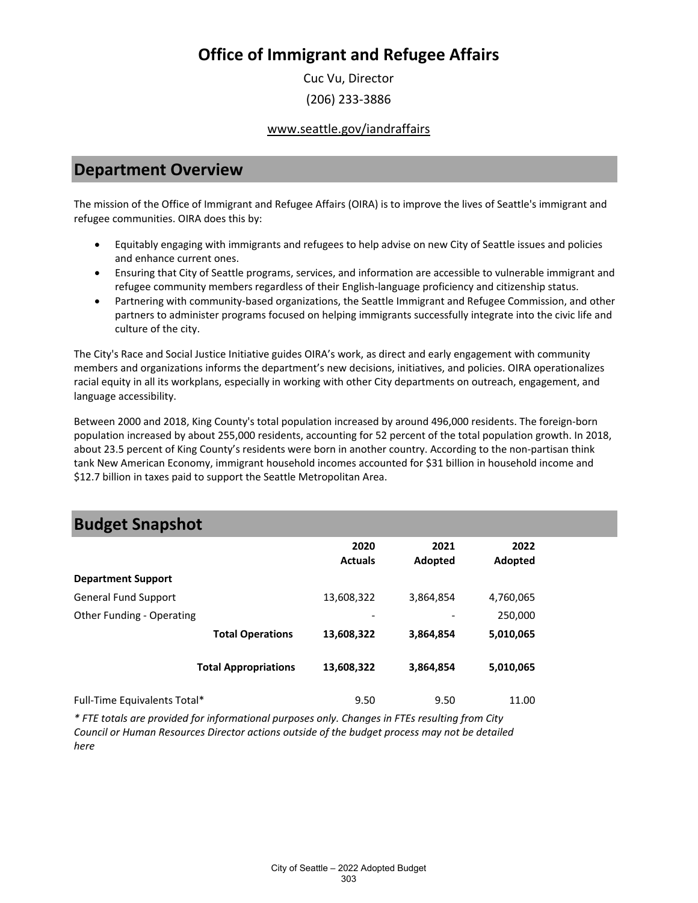# Office of Immigrant and Refugee Affairs

Cuc Vu, Director

(206) 233-3886

www.seattle.gov/iandraffairs

## Department Overview

The mission of the Office of Immigrant and Refugee Affairs (OIRA) is to improve the lives of Seattle's immigrant and refugee communities. OIRA does this by:

- Equitably engaging with immigrants and refugees to help advise on new City of Seattle issues and policies and enhance current ones.
- Ensuring that City of Seattle programs, services, and information are accessible to vulnerable immigrant and refugee community members regardless of their English-language proficiency and citizenship status.
- Partnering with community-based organizations, the Seattle Immigrant and Refugee Commission, and other partners to administer programs focused on helping immigrants successfully integrate into the civic life and culture of the city.

The City's Race and Social Justice Initiative guides OIRA's work, as direct and early engagement with community members and organizations informs the department's new decisions, initiatives, and policies. OIRA operationalizes racial equity in all its workplans, especially in working with other City departments on outreach, engagement, and language accessibility.

Between 2000 and 2018, King County's total population increased by around 496,000 residents. The foreign-born population increased by about 255,000 residents, accounting for 52 percent of the total population growth. In 2018, about 23.5 percent of King County's residents were born in another country. According to the non-partisan think tank New American Economy, immigrant household incomes accounted for $31 billion in household income and $12.7 billion in taxes paid to support the Seattle Metropolitan Area.

## Budget Snapshot

| | 2020 Actuals | 2021 Adopted | 2022 Adopted |
|---|---|---|---|
| **Department Support** | | | |
| General Fund Support | 13,608,322 | 3,864,854 | 4,760,065 |
| Other Funding - Operating | - | - | 250,000 |
| **Total Operations** | **13,608,322** | **3,864,854** | **5,010,065** |
| **Total Appropriations** | **13,608,322** | **3,864,854** | **5,010,065** |
| Full-Time Equivalents Total* | 9.50 | 9.50 | 11.00 |

*\* FTE totals are provided for informational purposes only. Changes in FTEs resulting from City Council or Human Resources Director actions outside of the budget process may not be detailed here*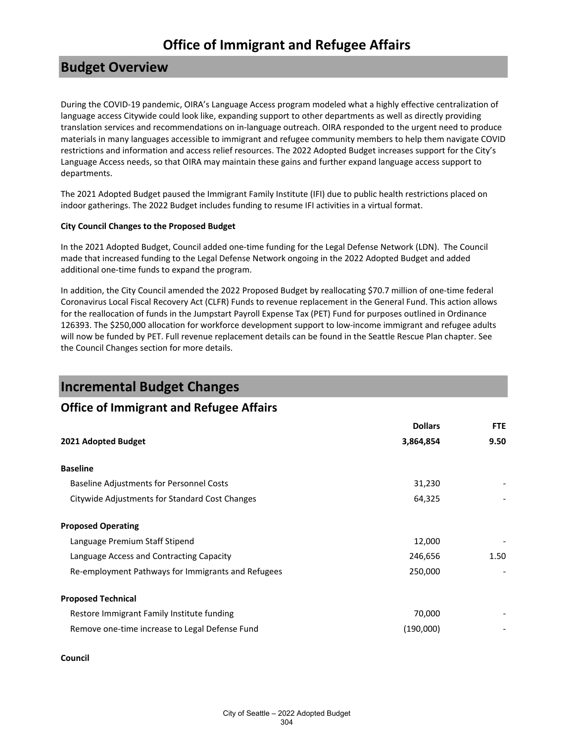# Office of Immigrant and Refugee Affairs

## Budget Overview

During the COVID-19 pandemic, OIRA's Language Access program modeled what a highly effective centralization of language access Citywide could look like, expanding support to other departments as well as directly providing translation services and recommendations on in-language outreach. OIRA responded to the urgent need to produce materials in many languages accessible to immigrant and refugee community members to help them navigate COVID restrictions and information and access relief resources. The 2022 Adopted Budget increases support for the City's Language Access needs, so that OIRA may maintain these gains and further expand language access support to departments.

The 2021 Adopted Budget paused the Immigrant Family Institute (IFI) due to public health restrictions placed on indoor gatherings. The 2022 Budget includes funding to resume IFI activities in a virtual format.

**City Council Changes to the Proposed Budget**

In the 2021 Adopted Budget, Council added one-time funding for the Legal Defense Network (LDN). The Council made that increased funding to the Legal Defense Network ongoing in the 2022 Adopted Budget and added additional one-time funds to expand the program.

In addition, the City Council amended the 2022 Proposed Budget by reallocating $70.7 million of one-time federal Coronavirus Local Fiscal Recovery Act (CLFR) Funds to revenue replacement in the General Fund. This action allows for the reallocation of funds in the Jumpstart Payroll Expense Tax (PET) Fund for purposes outlined in Ordinance 126393. The $250,000 allocation for workforce development support to low-income immigrant and refugee adults will now be funded by PET. Full revenue replacement details can be found in the Seattle Rescue Plan chapter. See the Council Changes section for more details.

## Incremental Budget Changes

### Office of Immigrant and Refugee Affairs

| | Dollars | FTE |
|---|---|---|
| **2021 Adopted Budget** | **3,864,854** | **9.50** |
| **Baseline** | | |
| Baseline Adjustments for Personnel Costs | 31,230 | - |
| Citywide Adjustments for Standard Cost Changes | 64,325 | - |
| **Proposed Operating** | | |
| Language Premium Staff Stipend | 12,000 | - |
| Language Access and Contracting Capacity | 246,656 | 1.50 |
| Re-employment Pathways for Immigrants and Refugees | 250,000 | - |
| **Proposed Technical** | | |
| Restore Immigrant Family Institute funding | 70,000 | - |
| Remove one-time increase to Legal Defense Fund | (190,000) | - |
| **Council** | | |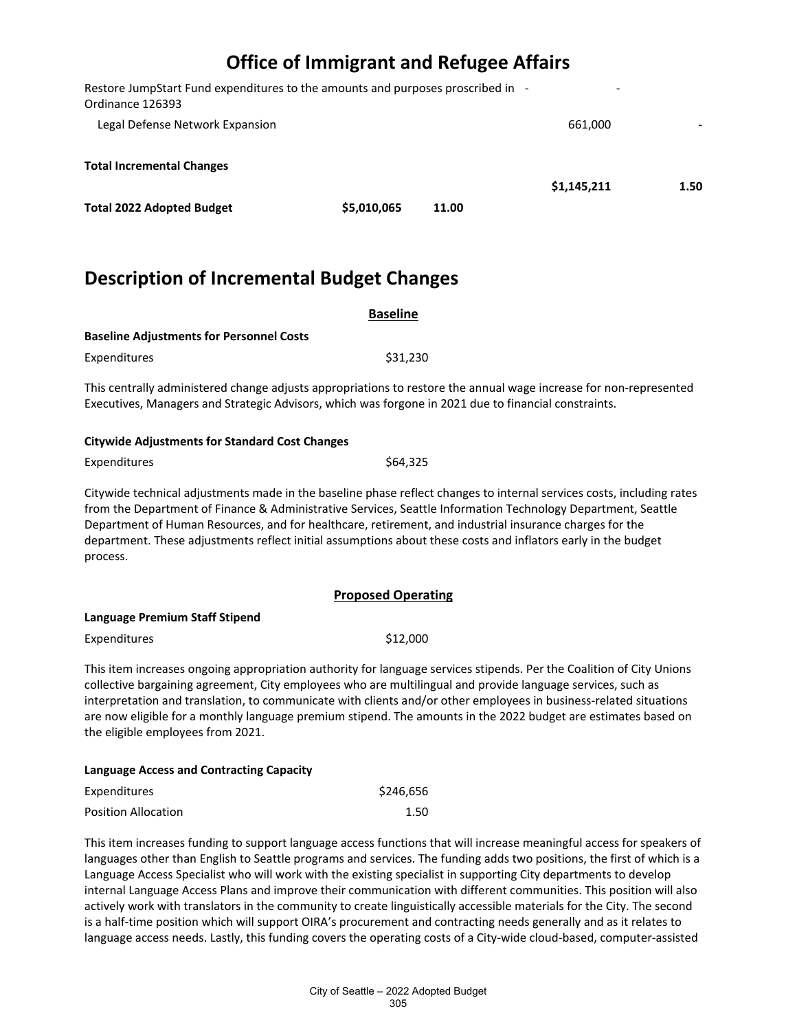# Office of Immigrant and Refugee Affairs

| | | | | |
|---|---|---|---|---|
| Restore JumpStart Fund expenditures to the amounts and purposes proscribed in Ordinance 126393 | | | - | - |
| Legal Defense Network Expansion | | | 661,000 | - |
| **Total Incremental Changes** | | | **$1,145,211** | **1.50** |
| **Total 2022 Adopted Budget** | **$5,010,065** | **11.00** | | |

## Description of Incremental Budget Changes

### Baseline

**Baseline Adjustments for Personnel Costs**

| | |
|---|---|
| Expenditures | $31,230 |

This centrally administered change adjusts appropriations to restore the annual wage increase for non-represented Executives, Managers and Strategic Advisors, which was forgone in 2021 due to financial constraints.

**Citywide Adjustments for Standard Cost Changes**

| | |
|---|---|
| Expenditures | $64,325 |

Citywide technical adjustments made in the baseline phase reflect changes to internal services costs, including rates from the Department of Finance & Administrative Services, Seattle Information Technology Department, Seattle Department of Human Resources, and for healthcare, retirement, and industrial insurance charges for the department. These adjustments reflect initial assumptions about these costs and inflators early in the budget process.

### Proposed Operating

**Language Premium Staff Stipend**

| | |
|---|---|
| Expenditures | $12,000 |

This item increases ongoing appropriation authority for language services stipends. Per the Coalition of City Unions collective bargaining agreement, City employees who are multilingual and provide language services, such as interpretation and translation, to communicate with clients and/or other employees in business-related situations are now eligible for a monthly language premium stipend. The amounts in the 2022 budget are estimates based on the eligible employees from 2021.

**Language Access and Contracting Capacity**

| | |
|---|---|
| Expenditures | $246,656 |
| Position Allocation | 1.50 |

This item increases funding to support language access functions that will increase meaningful access for speakers of languages other than English to Seattle programs and services. The funding adds two positions, the first of which is a Language Access Specialist who will work with the existing specialist in supporting City departments to develop internal Language Access Plans and improve their communication with different communities. This position will also actively work with translators in the community to create linguistically accessible materials for the City. The second is a half-time position which will support OIRA's procurement and contracting needs generally and as it relates to language access needs. Lastly, this funding covers the operating costs of a City-wide cloud-based, computer-assisted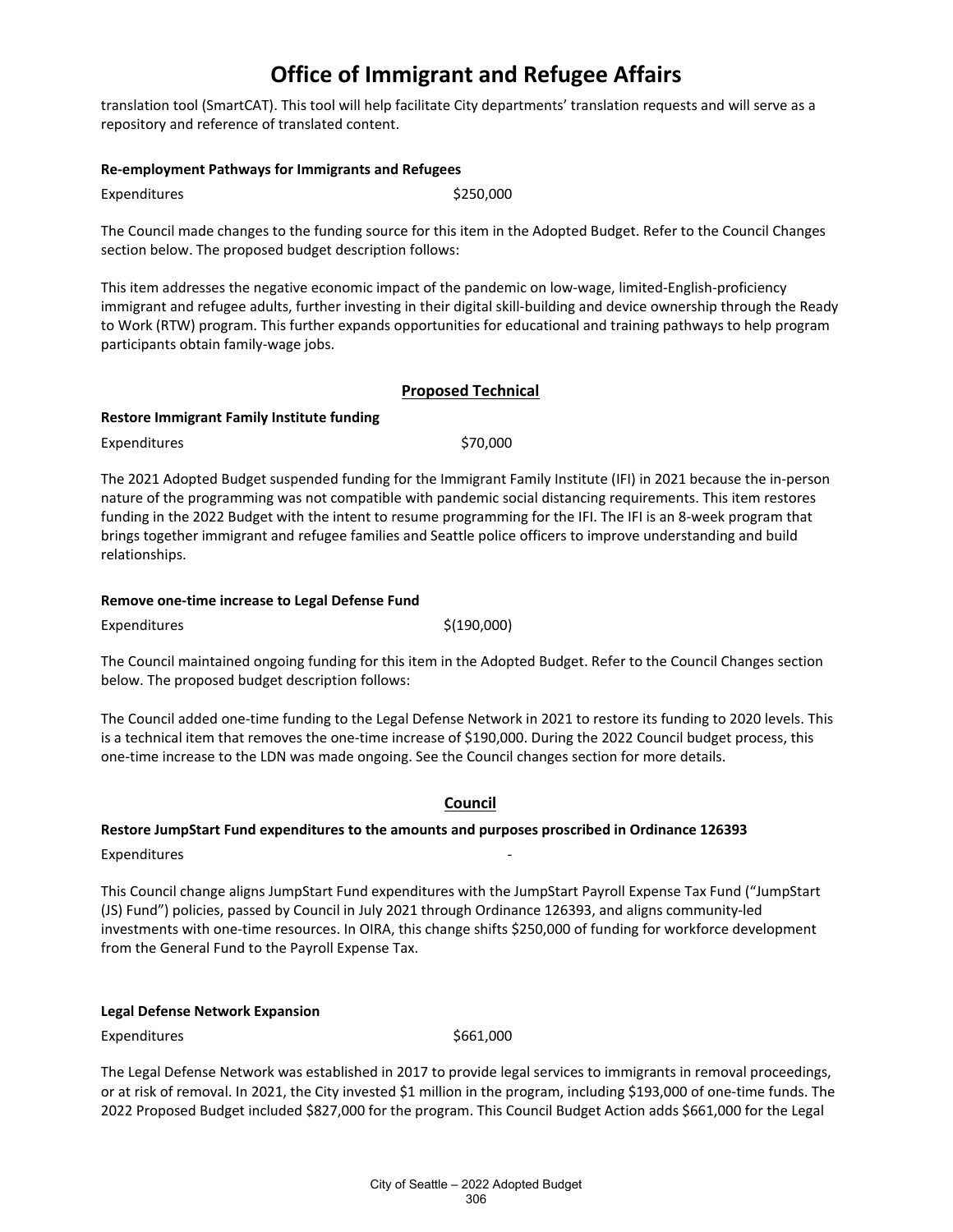translation tool (SmartCAT). This tool will help facilitate City departments' translation requests and will serve as a repository and reference of translated content.

**Re-employment Pathways for Immigrants and Refugees**

Expenditures $250,000

The Council made changes to the funding source for this item in the Adopted Budget. Refer to the Council Changes section below. The proposed budget description follows:

This item addresses the negative economic impact of the pandemic on low-wage, limited-English-proficiency immigrant and refugee adults, further investing in their digital skill-building and device ownership through the Ready to Work (RTW) program. This further expands opportunities for educational and training pathways to help program participants obtain family-wage jobs.

## Proposed Technical

**Restore Immigrant Family Institute funding**

Expenditures $70,000

The 2021 Adopted Budget suspended funding for the Immigrant Family Institute (IFI) in 2021 because the in-person nature of the programming was not compatible with pandemic social distancing requirements. This item restores funding in the 2022 Budget with the intent to resume programming for the IFI. The IFI is an 8-week program that brings together immigrant and refugee families and Seattle police officers to improve understanding and build relationships.

**Remove one-time increase to Legal Defense Fund**

Expenditures $(190,000)

The Council maintained ongoing funding for this item in the Adopted Budget. Refer to the Council Changes section below. The proposed budget description follows:

The Council added one-time funding to the Legal Defense Network in 2021 to restore its funding to 2020 levels. This is a technical item that removes the one-time increase of $190,000. During the 2022 Council budget process, this one-time increase to the LDN was made ongoing. See the Council changes section for more details.

## Council

**Restore JumpStart Fund expenditures to the amounts and purposes proscribed in Ordinance 126393**

Expenditures -

This Council change aligns JumpStart Fund expenditures with the JumpStart Payroll Expense Tax Fund ("JumpStart (JS) Fund") policies, passed by Council in July 2021 through Ordinance 126393, and aligns community-led investments with one-time resources. In OIRA, this change shifts $250,000 of funding for workforce development from the General Fund to the Payroll Expense Tax.

**Legal Defense Network Expansion**

Expenditures $661,000

The Legal Defense Network was established in 2017 to provide legal services to immigrants in removal proceedings, or at risk of removal. In 2021, the City invested $1 million in the program, including $193,000 of one-time funds. The 2022 Proposed Budget included $827,000 for the program. This Council Budget Action adds $661,000 for the Legal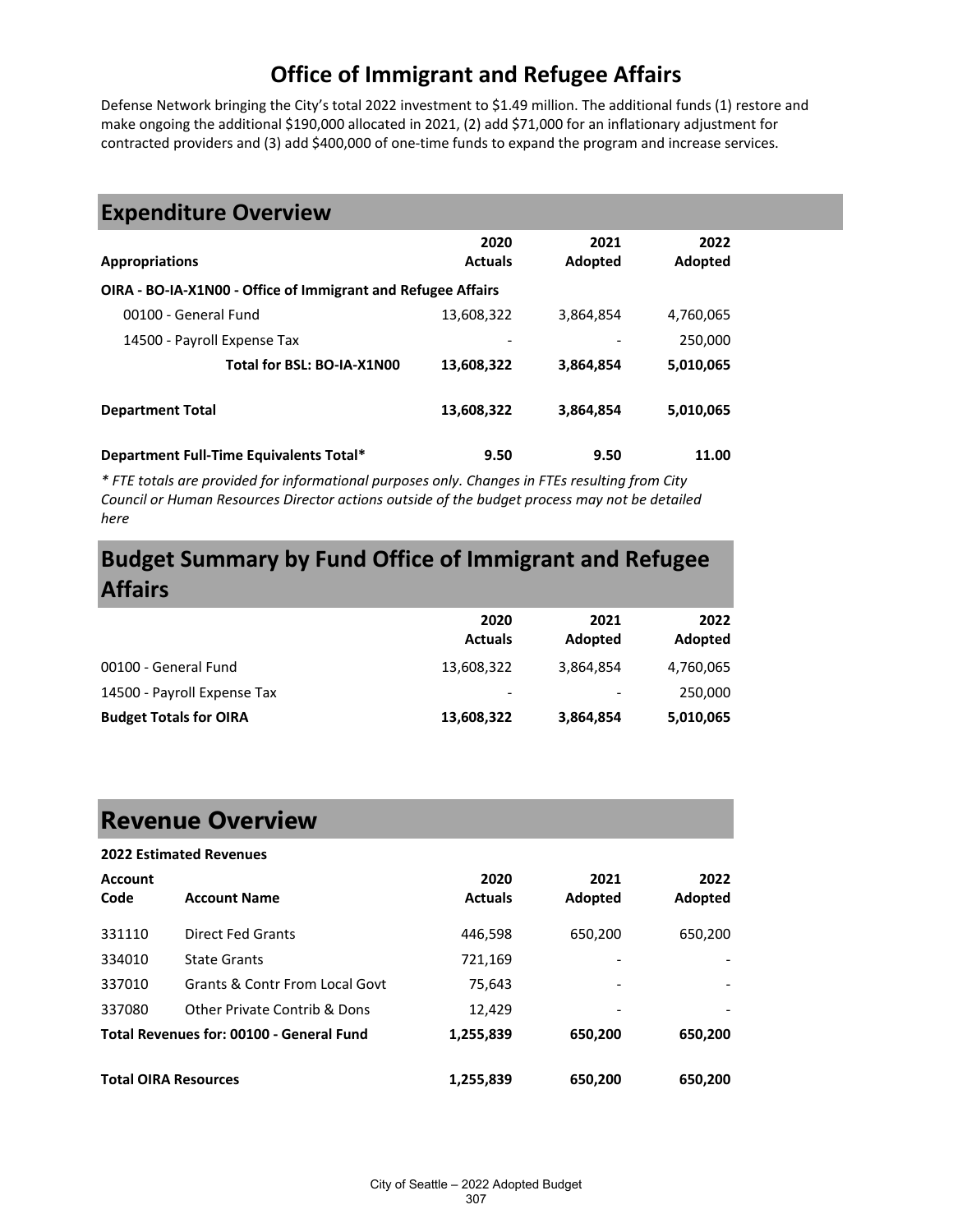# Office of Immigrant and Refugee Affairs

Defense Network bringing the City's total 2022 investment to $1.49 million. The additional funds (1) restore and make ongoing the additional $190,000 allocated in 2021, (2) add $71,000 for an inflationary adjustment for contracted providers and (3) add $400,000 of one-time funds to expand the program and increase services.

## Expenditure Overview

| Appropriations | 2020 Actuals | 2021 Adopted | 2022 Adopted |
|---|---|---|---|
| **OIRA - BO-IA-X1N00 - Office of Immigrant and Refugee Affairs** | | | |
| 00100 - General Fund | 13,608,322 | 3,864,854 | 4,760,065 |
| 14500 - Payroll Expense Tax | - | - | 250,000 |
| **Total for BSL: BO-IA-X1N00** | **13,608,322** | **3,864,854** | **5,010,065** |
| **Department Total** | **13,608,322** | **3,864,854** | **5,010,065** |
| **Department Full-Time Equivalents Total*** | **9.50** | **9.50** | **11.00** |

*\* FTE totals are provided for informational purposes only. Changes in FTEs resulting from City Council or Human Resources Director actions outside of the budget process may not be detailed here*

## Budget Summary by Fund Office of Immigrant and Refugee Affairs

| | 2020 Actuals | 2021 Adopted | 2022 Adopted |
|---|---|---|---|
| 00100 - General Fund | 13,608,322 | 3,864,854 | 4,760,065 |
| 14500 - Payroll Expense Tax | - | - | 250,000 |
| **Budget Totals for OIRA** | **13,608,322** | **3,864,854** | **5,010,065** |

## Revenue Overview

**2022 Estimated Revenues**

| Account Code | Account Name | 2020 Actuals | 2021 Adopted | 2022 Adopted |
|---|---|---|---|---|
| 331110 | Direct Fed Grants | 446,598 | 650,200 | 650,200 |
| 334010 | State Grants | 721,169 | - | - |
| 337010 | Grants & Contr From Local Govt | 75,643 | - | - |
| 337080 | Other Private Contrib & Dons | 12,429 | - | - |
| **Total Revenues for: 00100 - General Fund** | | **1,255,839** | **650,200** | **650,200** |
| **Total OIRA Resources** | | **1,255,839** | **650,200** | **650,200** |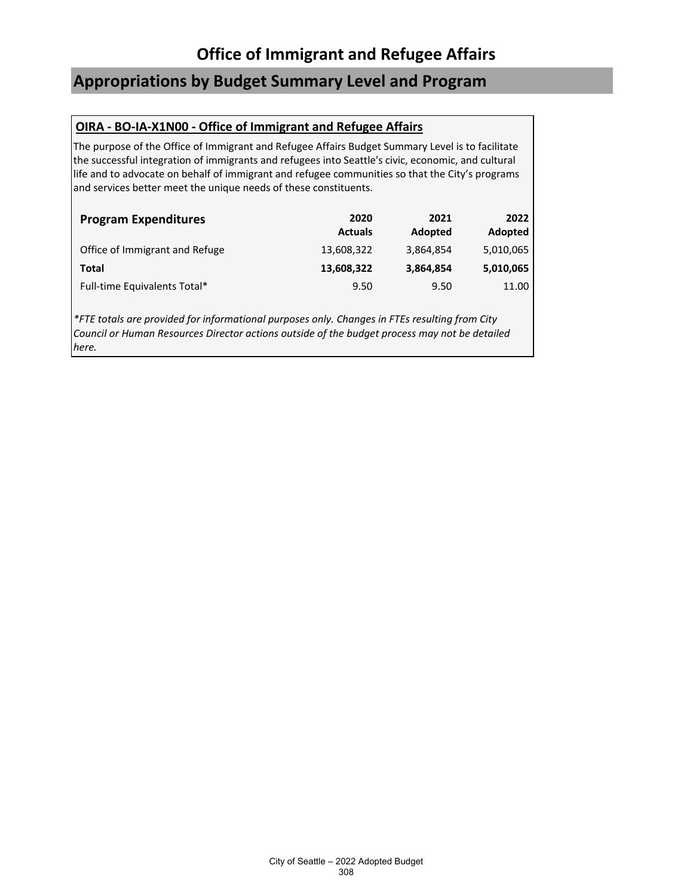# Office of Immigrant and Refugee Affairs

## Appropriations by Budget Summary Level and Program

### OIRA - BO-IA-X1N00 - Office of Immigrant and Refugee Affairs

The purpose of the Office of Immigrant and Refugee Affairs Budget Summary Level is to facilitate the successful integration of immigrants and refugees into Seattle's civic, economic, and cultural life and to advocate on behalf of immigrant and refugee communities so that the City's programs and services better meet the unique needs of these constituents.

| Program Expenditures | 2020 Actuals | 2021 Adopted | 2022 Adopted |
|---|---|---|---|
| Office of Immigrant and Refuge | 13,608,322 | 3,864,854 | 5,010,065 |
| **Total** | **13,608,322** | **3,864,854** | **5,010,065** |
| Full-time Equivalents Total* | 9.50 | 9.50 | 11.00 |

*\*FTE totals are provided for informational purposes only. Changes in FTEs resulting from City Council or Human Resources Director actions outside of the budget process may not be detailed here.*